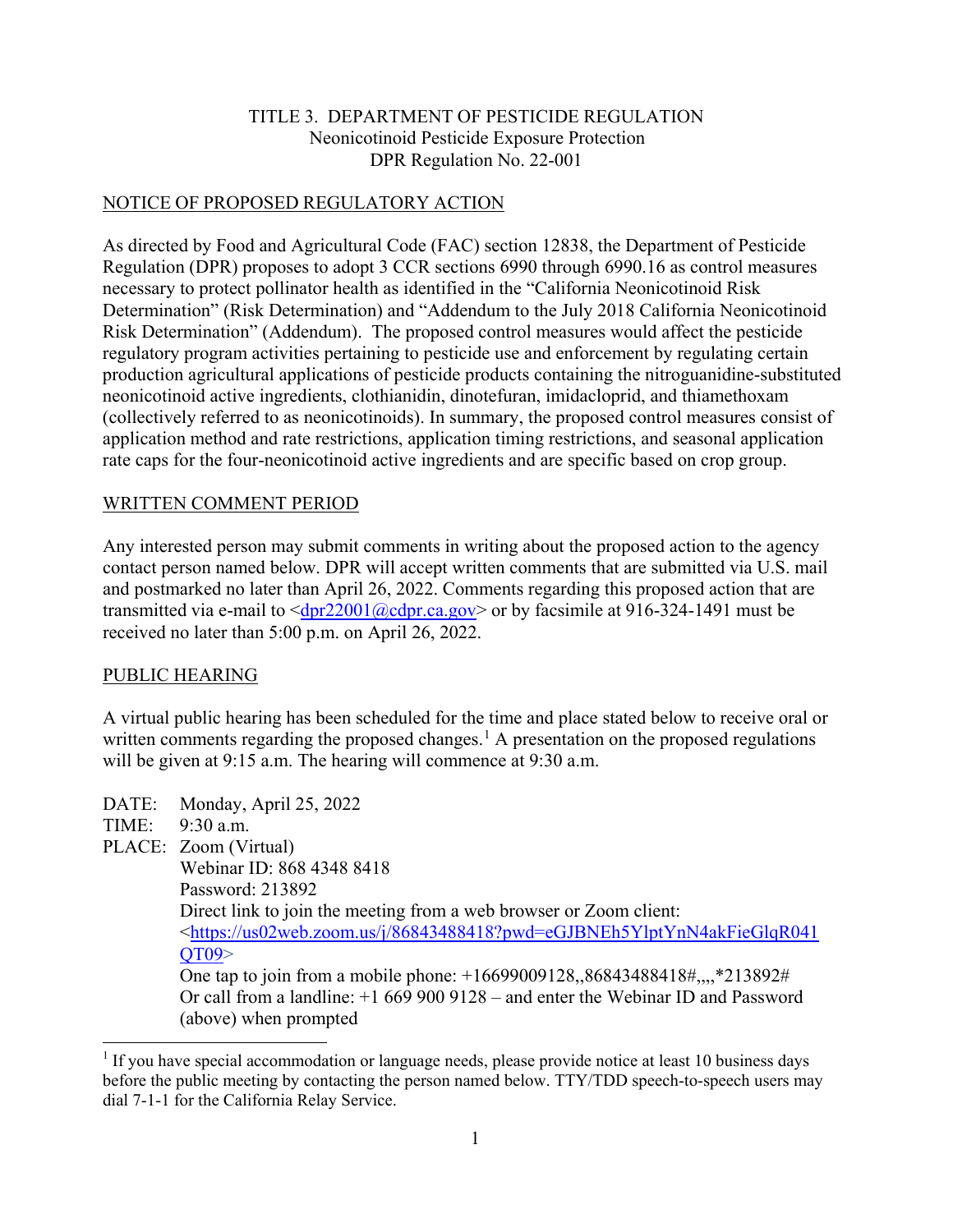# TITLE 3. DEPARTMENT OF PESTICIDE REGULATION

Neonicotinoid Pesticide Exposure Protection
DPR Regulation No. 22-001

## NOTICE OF PROPOSED REGULATORY ACTION

As directed by Food and Agricultural Code (FAC) section 12838, the Department of Pesticide Regulation (DPR) proposes to adopt 3 CCR sections 6990 through 6990.16 as control measures necessary to protect pollinator health as identified in the "California Neonicotinoid Risk Determination" (Risk Determination) and "Addendum to the July 2018 California Neonicotinoid Risk Determination" (Addendum). The proposed control measures would affect the pesticide regulatory program activities pertaining to pesticide use and enforcement by regulating certain production agricultural applications of pesticide products containing the nitroguanidine-substituted neonicotinoid active ingredients, clothianidin, dinotefuran, imidacloprid, and thiamethoxam (collectively referred to as neonicotinoids). In summary, the proposed control measures consist of application method and rate restrictions, application timing restrictions, and seasonal application rate caps for the four-neonicotinoid active ingredients and are specific based on crop group.

## WRITTEN COMMENT PERIOD

Any interested person may submit comments in writing about the proposed action to the agency contact person named below. DPR will accept written comments that are submitted via U.S. mail and postmarked no later than April 26, 2022. Comments regarding this proposed action that are transmitted via e-mail to <dpr22001@cdpr.ca.gov> or by facsimile at 916-324-1491 must be received no later than 5:00 p.m. on April 26, 2022.

## PUBLIC HEARING

A virtual public hearing has been scheduled for the time and place stated below to receive oral or written comments regarding the proposed changes.[1] A presentation on the proposed regulations will be given at 9:15 a.m. The hearing will commence at 9:30 a.m.

DATE: Monday, April 25, 2022
TIME: 9:30 a.m.
PLACE: Zoom (Virtual)
Webinar ID: 868 4348 8418
Password: 213892
Direct link to join the meeting from a web browser or Zoom client: <https://us02web.zoom.us/j/86843488418?pwd=eGJBNEh5YlptYnN4akFieGlqR041QT09>
One tap to join from a mobile phone: +16699009128,,86843488418#,,,,*213892#
Or call from a landline: +1 669 900 9128 – and enter the Webinar ID and Password (above) when prompted

[1] If you have special accommodation or language needs, please provide notice at least 10 business days before the public meeting by contacting the person named below. TTY/TDD speech-to-speech users may dial 7-1-1 for the California Relay Service.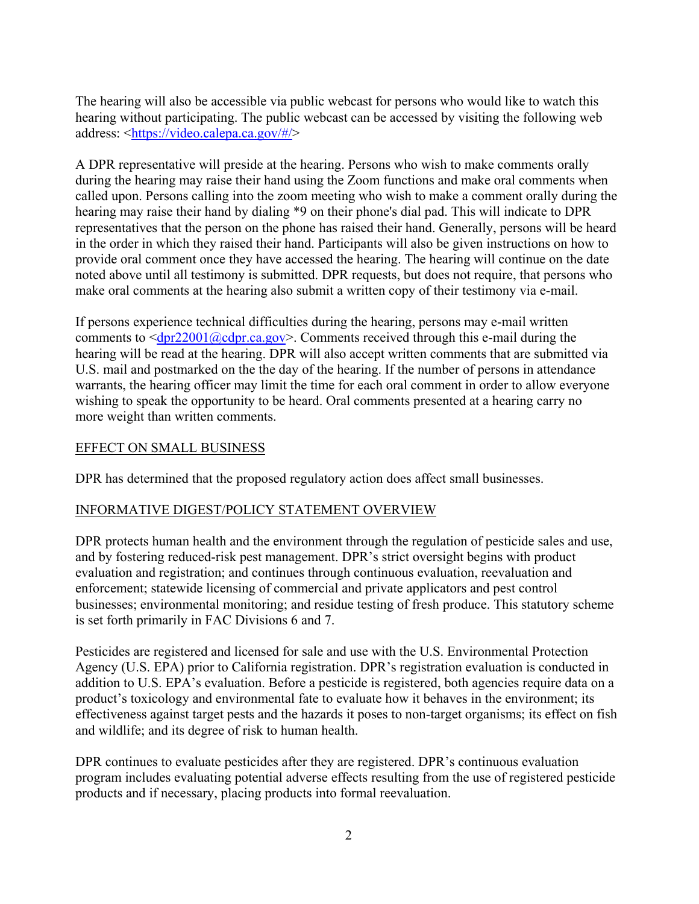The hearing will also be accessible via public webcast for persons who would like to watch this hearing without participating. The public webcast can be accessed by visiting the following web address: <https://video.calepa.ca.gov/#/>

A DPR representative will preside at the hearing. Persons who wish to make comments orally during the hearing may raise their hand using the Zoom functions and make oral comments when called upon. Persons calling into the zoom meeting who wish to make a comment orally during the hearing may raise their hand by dialing *9 on their phone's dial pad. This will indicate to DPR representatives that the person on the phone has raised their hand. Generally, persons will be heard in the order in which they raised their hand. Participants will also be given instructions on how to provide oral comment once they have accessed the hearing. The hearing will continue on the date noted above until all testimony is submitted. DPR requests, but does not require, that persons who make oral comments at the hearing also submit a written copy of their testimony via e-mail.

If persons experience technical difficulties during the hearing, persons may e-mail written comments to <dpr22001@cdpr.ca.gov>. Comments received through this e-mail during the hearing will be read at the hearing. DPR will also accept written comments that are submitted via U.S. mail and postmarked on the the day of the hearing. If the number of persons in attendance warrants, the hearing officer may limit the time for each oral comment in order to allow everyone wishing to speak the opportunity to be heard. Oral comments presented at a hearing carry no more weight than written comments.

## EFFECT ON SMALL BUSINESS

DPR has determined that the proposed regulatory action does affect small businesses.

## INFORMATIVE DIGEST/POLICY STATEMENT OVERVIEW

DPR protects human health and the environment through the regulation of pesticide sales and use, and by fostering reduced-risk pest management. DPR's strict oversight begins with product evaluation and registration; and continues through continuous evaluation, reevaluation and enforcement; statewide licensing of commercial and private applicators and pest control businesses; environmental monitoring; and residue testing of fresh produce. This statutory scheme is set forth primarily in FAC Divisions 6 and 7.

Pesticides are registered and licensed for sale and use with the U.S. Environmental Protection Agency (U.S. EPA) prior to California registration. DPR's registration evaluation is conducted in addition to U.S. EPA's evaluation. Before a pesticide is registered, both agencies require data on a product's toxicology and environmental fate to evaluate how it behaves in the environment; its effectiveness against target pests and the hazards it poses to non-target organisms; its effect on fish and wildlife; and its degree of risk to human health.

DPR continues to evaluate pesticides after they are registered. DPR's continuous evaluation program includes evaluating potential adverse effects resulting from the use of registered pesticide products and if necessary, placing products into formal reevaluation.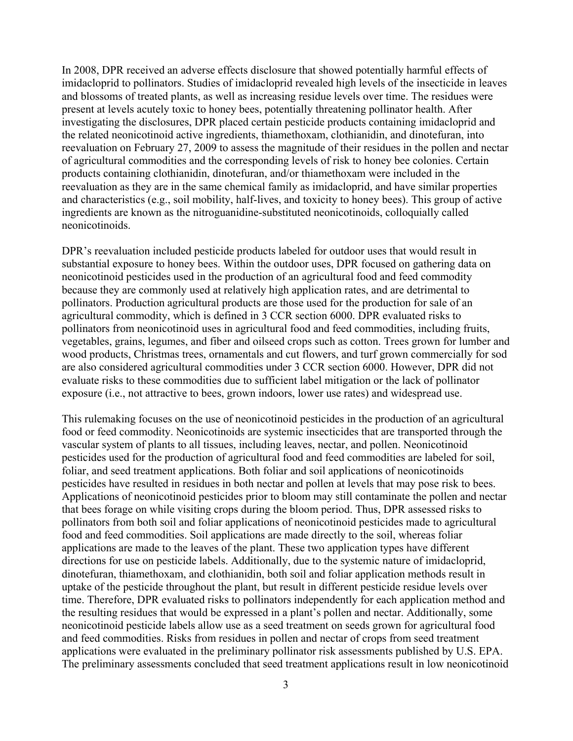In 2008, DPR received an adverse effects disclosure that showed potentially harmful effects of imidacloprid to pollinators. Studies of imidacloprid revealed high levels of the insecticide in leaves and blossoms of treated plants, as well as increasing residue levels over time. The residues were present at levels acutely toxic to honey bees, potentially threatening pollinator health. After investigating the disclosures, DPR placed certain pesticide products containing imidacloprid and the related neonicotinoid active ingredients, thiamethoxam, clothianidin, and dinotefuran, into reevaluation on February 27, 2009 to assess the magnitude of their residues in the pollen and nectar of agricultural commodities and the corresponding levels of risk to honey bee colonies. Certain products containing clothianidin, dinotefuran, and/or thiamethoxam were included in the reevaluation as they are in the same chemical family as imidacloprid, and have similar properties and characteristics (e.g., soil mobility, half-lives, and toxicity to honey bees). This group of active ingredients are known as the nitroguanidine-substituted neonicotinoids, colloquially called neonicotinoids.

DPR's reevaluation included pesticide products labeled for outdoor uses that would result in substantial exposure to honey bees. Within the outdoor uses, DPR focused on gathering data on neonicotinoid pesticides used in the production of an agricultural food and feed commodity because they are commonly used at relatively high application rates, and are detrimental to pollinators. Production agricultural products are those used for the production for sale of an agricultural commodity, which is defined in 3 CCR section 6000. DPR evaluated risks to pollinators from neonicotinoid uses in agricultural food and feed commodities, including fruits, vegetables, grains, legumes, and fiber and oilseed crops such as cotton. Trees grown for lumber and wood products, Christmas trees, ornamentals and cut flowers, and turf grown commercially for sod are also considered agricultural commodities under 3 CCR section 6000. However, DPR did not evaluate risks to these commodities due to sufficient label mitigation or the lack of pollinator exposure (i.e., not attractive to bees, grown indoors, lower use rates) and widespread use.

This rulemaking focuses on the use of neonicotinoid pesticides in the production of an agricultural food or feed commodity. Neonicotinoids are systemic insecticides that are transported through the vascular system of plants to all tissues, including leaves, nectar, and pollen. Neonicotinoid pesticides used for the production of agricultural food and feed commodities are labeled for soil, foliar, and seed treatment applications. Both foliar and soil applications of neonicotinoids pesticides have resulted in residues in both nectar and pollen at levels that may pose risk to bees. Applications of neonicotinoid pesticides prior to bloom may still contaminate the pollen and nectar that bees forage on while visiting crops during the bloom period. Thus, DPR assessed risks to pollinators from both soil and foliar applications of neonicotinoid pesticides made to agricultural food and feed commodities. Soil applications are made directly to the soil, whereas foliar applications are made to the leaves of the plant. These two application types have different directions for use on pesticide labels. Additionally, due to the systemic nature of imidacloprid, dinotefuran, thiamethoxam, and clothianidin, both soil and foliar application methods result in uptake of the pesticide throughout the plant, but result in different pesticide residue levels over time. Therefore, DPR evaluated risks to pollinators independently for each application method and the resulting residues that would be expressed in a plant's pollen and nectar. Additionally, some neonicotinoid pesticide labels allow use as a seed treatment on seeds grown for agricultural food and feed commodities. Risks from residues in pollen and nectar of crops from seed treatment applications were evaluated in the preliminary pollinator risk assessments published by U.S. EPA. The preliminary assessments concluded that seed treatment applications result in low neonicotinoid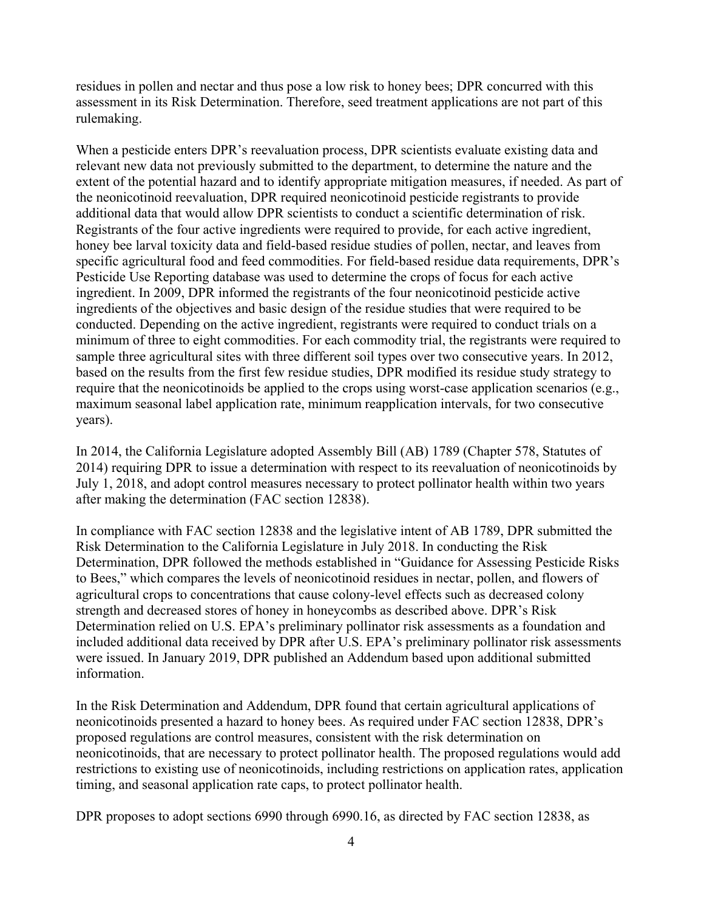residues in pollen and nectar and thus pose a low risk to honey bees; DPR concurred with this assessment in its Risk Determination. Therefore, seed treatment applications are not part of this rulemaking.

When a pesticide enters DPR's reevaluation process, DPR scientists evaluate existing data and relevant new data not previously submitted to the department, to determine the nature and the extent of the potential hazard and to identify appropriate mitigation measures, if needed. As part of the neonicotinoid reevaluation, DPR required neonicotinoid pesticide registrants to provide additional data that would allow DPR scientists to conduct a scientific determination of risk. Registrants of the four active ingredients were required to provide, for each active ingredient, honey bee larval toxicity data and field-based residue studies of pollen, nectar, and leaves from specific agricultural food and feed commodities. For field-based residue data requirements, DPR's Pesticide Use Reporting database was used to determine the crops of focus for each active ingredient. In 2009, DPR informed the registrants of the four neonicotinoid pesticide active ingredients of the objectives and basic design of the residue studies that were required to be conducted. Depending on the active ingredient, registrants were required to conduct trials on a minimum of three to eight commodities. For each commodity trial, the registrants were required to sample three agricultural sites with three different soil types over two consecutive years. In 2012, based on the results from the first few residue studies, DPR modified its residue study strategy to require that the neonicotinoids be applied to the crops using worst-case application scenarios (e.g., maximum seasonal label application rate, minimum reapplication intervals, for two consecutive years).

In 2014, the California Legislature adopted Assembly Bill (AB) 1789 (Chapter 578, Statutes of 2014) requiring DPR to issue a determination with respect to its reevaluation of neonicotinoids by July 1, 2018, and adopt control measures necessary to protect pollinator health within two years after making the determination (FAC section 12838).

In compliance with FAC section 12838 and the legislative intent of AB 1789, DPR submitted the Risk Determination to the California Legislature in July 2018. In conducting the Risk Determination, DPR followed the methods established in "Guidance for Assessing Pesticide Risks to Bees," which compares the levels of neonicotinoid residues in nectar, pollen, and flowers of agricultural crops to concentrations that cause colony-level effects such as decreased colony strength and decreased stores of honey in honeycombs as described above. DPR's Risk Determination relied on U.S. EPA's preliminary pollinator risk assessments as a foundation and included additional data received by DPR after U.S. EPA's preliminary pollinator risk assessments were issued. In January 2019, DPR published an Addendum based upon additional submitted information.

In the Risk Determination and Addendum, DPR found that certain agricultural applications of neonicotinoids presented a hazard to honey bees. As required under FAC section 12838, DPR's proposed regulations are control measures, consistent with the risk determination on neonicotinoids, that are necessary to protect pollinator health. The proposed regulations would add restrictions to existing use of neonicotinoids, including restrictions on application rates, application timing, and seasonal application rate caps, to protect pollinator health.

DPR proposes to adopt sections 6990 through 6990.16, as directed by FAC section 12838, as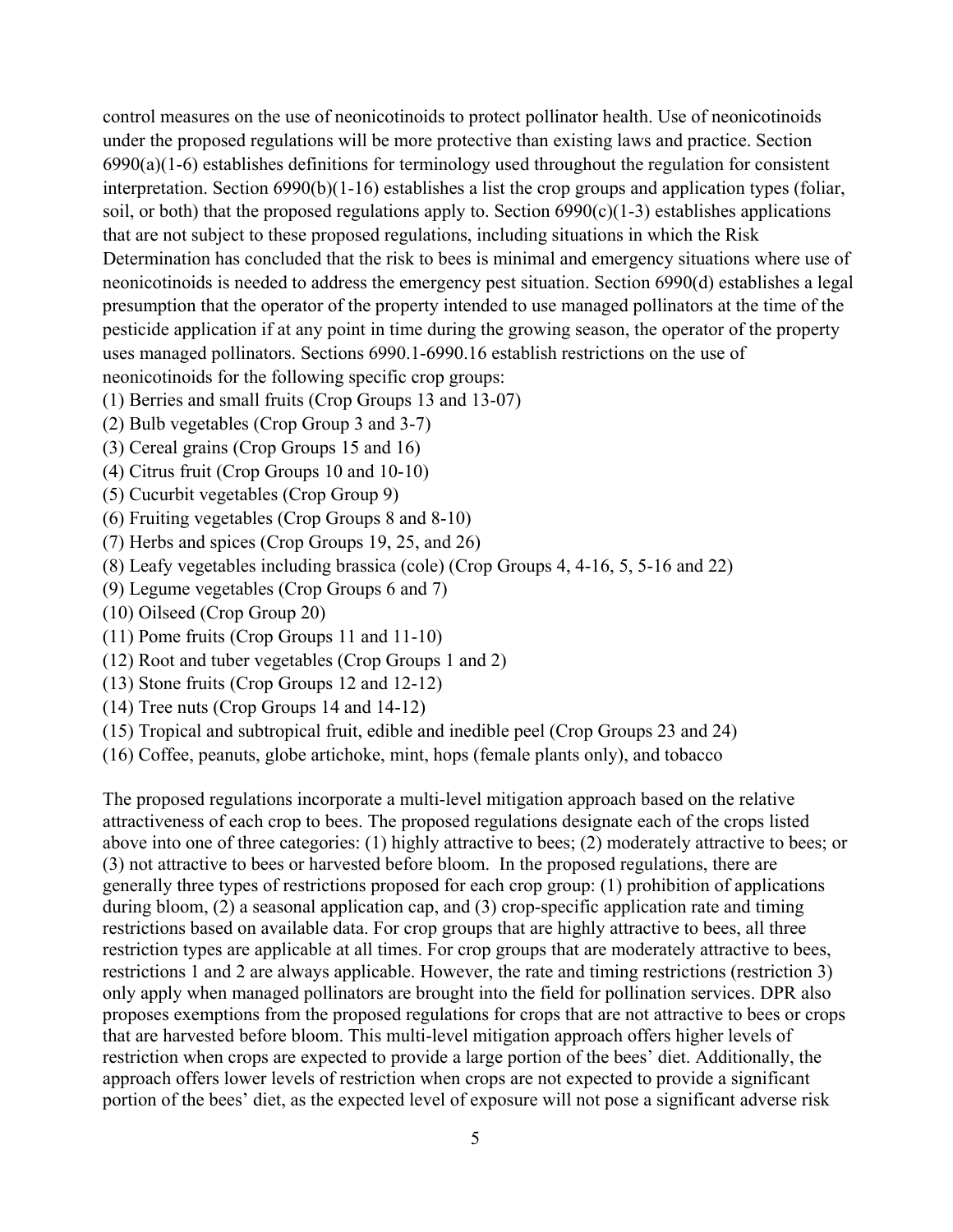control measures on the use of neonicotinoids to protect pollinator health. Use of neonicotinoids under the proposed regulations will be more protective than existing laws and practice. Section 6990(a)(1-6) establishes definitions for terminology used throughout the regulation for consistent interpretation. Section 6990(b)(1-16) establishes a list the crop groups and application types (foliar, soil, or both) that the proposed regulations apply to. Section 6990(c)(1-3) establishes applications that are not subject to these proposed regulations, including situations in which the Risk Determination has concluded that the risk to bees is minimal and emergency situations where use of neonicotinoids is needed to address the emergency pest situation. Section 6990(d) establishes a legal presumption that the operator of the property intended to use managed pollinators at the time of the pesticide application if at any point in time during the growing season, the operator of the property uses managed pollinators. Sections 6990.1-6990.16 establish restrictions on the use of neonicotinoids for the following specific crop groups:

(1) Berries and small fruits (Crop Groups 13 and 13-07)
(2) Bulb vegetables (Crop Group 3 and 3-7)
(3) Cereal grains (Crop Groups 15 and 16)
(4) Citrus fruit (Crop Groups 10 and 10-10)
(5) Cucurbit vegetables (Crop Group 9)
(6) Fruiting vegetables (Crop Groups 8 and 8-10)
(7) Herbs and spices (Crop Groups 19, 25, and 26)
(8) Leafy vegetables including brassica (cole) (Crop Groups 4, 4-16, 5, 5-16 and 22)
(9) Legume vegetables (Crop Groups 6 and 7)
(10) Oilseed (Crop Group 20)
(11) Pome fruits (Crop Groups 11 and 11-10)
(12) Root and tuber vegetables (Crop Groups 1 and 2)
(13) Stone fruits (Crop Groups 12 and 12-12)
(14) Tree nuts (Crop Groups 14 and 14-12)
(15) Tropical and subtropical fruit, edible and inedible peel (Crop Groups 23 and 24)
(16) Coffee, peanuts, globe artichoke, mint, hops (female plants only), and tobacco

The proposed regulations incorporate a multi-level mitigation approach based on the relative attractiveness of each crop to bees. The proposed regulations designate each of the crops listed above into one of three categories: (1) highly attractive to bees; (2) moderately attractive to bees; or (3) not attractive to bees or harvested before bloom. In the proposed regulations, there are generally three types of restrictions proposed for each crop group: (1) prohibition of applications during bloom, (2) a seasonal application cap, and (3) crop-specific application rate and timing restrictions based on available data. For crop groups that are highly attractive to bees, all three restriction types are applicable at all times. For crop groups that are moderately attractive to bees, restrictions 1 and 2 are always applicable. However, the rate and timing restrictions (restriction 3) only apply when managed pollinators are brought into the field for pollination services. DPR also proposes exemptions from the proposed regulations for crops that are not attractive to bees or crops that are harvested before bloom. This multi-level mitigation approach offers higher levels of restriction when crops are expected to provide a large portion of the bees' diet. Additionally, the approach offers lower levels of restriction when crops are not expected to provide a significant portion of the bees' diet, as the expected level of exposure will not pose a significant adverse risk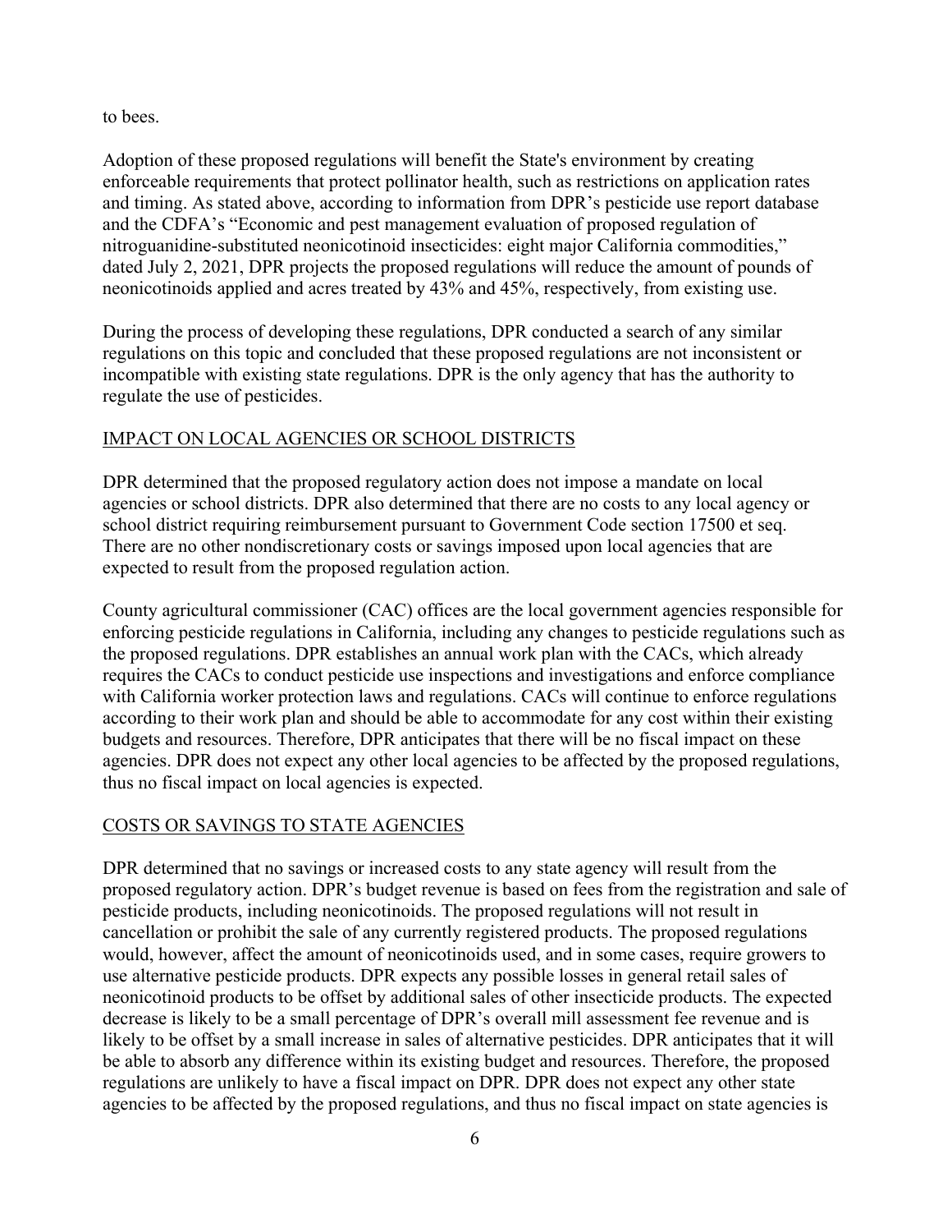to bees.

Adoption of these proposed regulations will benefit the State's environment by creating enforceable requirements that protect pollinator health, such as restrictions on application rates and timing. As stated above, according to information from DPR's pesticide use report database and the CDFA's "Economic and pest management evaluation of proposed regulation of nitroguanidine-substituted neonicotinoid insecticides: eight major California commodities," dated July 2, 2021, DPR projects the proposed regulations will reduce the amount of pounds of neonicotinoids applied and acres treated by 43% and 45%, respectively, from existing use.

During the process of developing these regulations, DPR conducted a search of any similar regulations on this topic and concluded that these proposed regulations are not inconsistent or incompatible with existing state regulations. DPR is the only agency that has the authority to regulate the use of pesticides.

## IMPACT ON LOCAL AGENCIES OR SCHOOL DISTRICTS

DPR determined that the proposed regulatory action does not impose a mandate on local agencies or school districts. DPR also determined that there are no costs to any local agency or school district requiring reimbursement pursuant to Government Code section 17500 et seq. There are no other nondiscretionary costs or savings imposed upon local agencies that are expected to result from the proposed regulation action.

County agricultural commissioner (CAC) offices are the local government agencies responsible for enforcing pesticide regulations in California, including any changes to pesticide regulations such as the proposed regulations. DPR establishes an annual work plan with the CACs, which already requires the CACs to conduct pesticide use inspections and investigations and enforce compliance with California worker protection laws and regulations. CACs will continue to enforce regulations according to their work plan and should be able to accommodate for any cost within their existing budgets and resources. Therefore, DPR anticipates that there will be no fiscal impact on these agencies. DPR does not expect any other local agencies to be affected by the proposed regulations, thus no fiscal impact on local agencies is expected.

## COSTS OR SAVINGS TO STATE AGENCIES

DPR determined that no savings or increased costs to any state agency will result from the proposed regulatory action. DPR's budget revenue is based on fees from the registration and sale of pesticide products, including neonicotinoids. The proposed regulations will not result in cancellation or prohibit the sale of any currently registered products. The proposed regulations would, however, affect the amount of neonicotinoids used, and in some cases, require growers to use alternative pesticide products. DPR expects any possible losses in general retail sales of neonicotinoid products to be offset by additional sales of other insecticide products. The expected decrease is likely to be a small percentage of DPR's overall mill assessment fee revenue and is likely to be offset by a small increase in sales of alternative pesticides. DPR anticipates that it will be able to absorb any difference within its existing budget and resources. Therefore, the proposed regulations are unlikely to have a fiscal impact on DPR. DPR does not expect any other state agencies to be affected by the proposed regulations, and thus no fiscal impact on state agencies is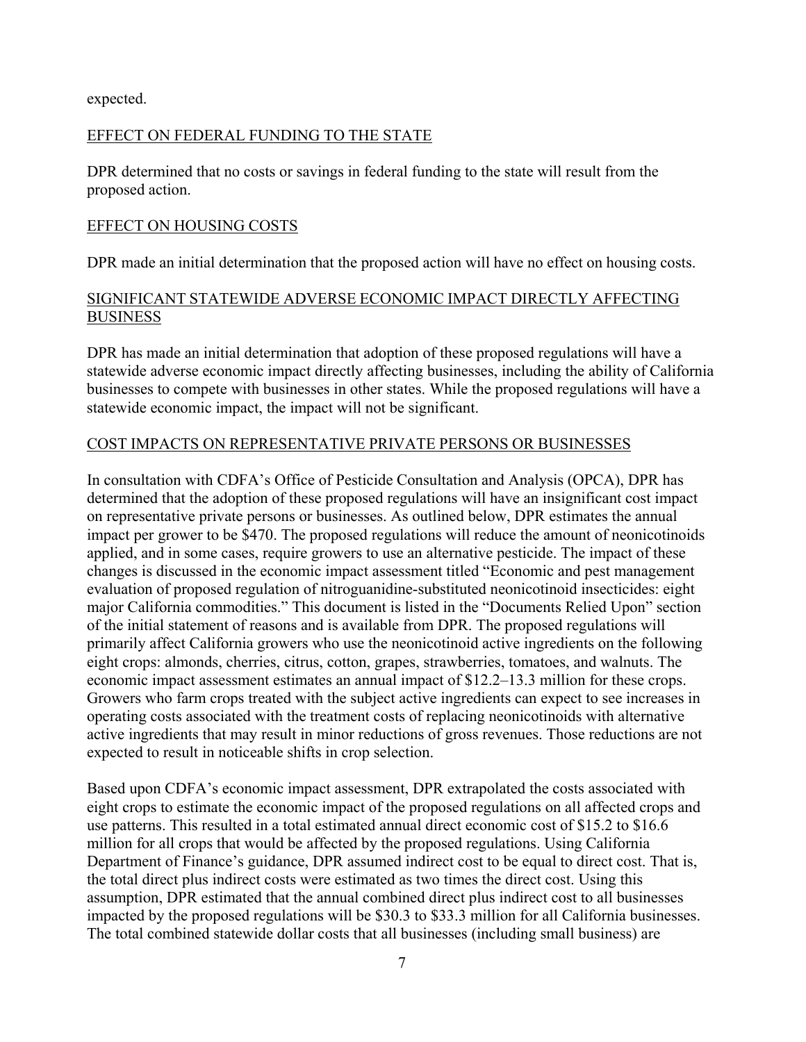expected.

## EFFECT ON FEDERAL FUNDING TO THE STATE

DPR determined that no costs or savings in federal funding to the state will result from the proposed action.

## EFFECT ON HOUSING COSTS

DPR made an initial determination that the proposed action will have no effect on housing costs.

## SIGNIFICANT STATEWIDE ADVERSE ECONOMIC IMPACT DIRECTLY AFFECTING BUSINESS

DPR has made an initial determination that adoption of these proposed regulations will have a statewide adverse economic impact directly affecting businesses, including the ability of California businesses to compete with businesses in other states. While the proposed regulations will have a statewide economic impact, the impact will not be significant.

## COST IMPACTS ON REPRESENTATIVE PRIVATE PERSONS OR BUSINESSES

In consultation with CDFA's Office of Pesticide Consultation and Analysis (OPCA), DPR has determined that the adoption of these proposed regulations will have an insignificant cost impact on representative private persons or businesses. As outlined below, DPR estimates the annual impact per grower to be $470. The proposed regulations will reduce the amount of neonicotinoids applied, and in some cases, require growers to use an alternative pesticide. The impact of these changes is discussed in the economic impact assessment titled "Economic and pest management evaluation of proposed regulation of nitroguanidine-substituted neonicotinoid insecticides: eight major California commodities." This document is listed in the "Documents Relied Upon" section of the initial statement of reasons and is available from DPR. The proposed regulations will primarily affect California growers who use the neonicotinoid active ingredients on the following eight crops: almonds, cherries, citrus, cotton, grapes, strawberries, tomatoes, and walnuts. The economic impact assessment estimates an annual impact of $12.2–13.3 million for these crops. Growers who farm crops treated with the subject active ingredients can expect to see increases in operating costs associated with the treatment costs of replacing neonicotinoids with alternative active ingredients that may result in minor reductions of gross revenues. Those reductions are not expected to result in noticeable shifts in crop selection.

Based upon CDFA's economic impact assessment, DPR extrapolated the costs associated with eight crops to estimate the economic impact of the proposed regulations on all affected crops and use patterns. This resulted in a total estimated annual direct economic cost of $15.2 to $16.6 million for all crops that would be affected by the proposed regulations. Using California Department of Finance's guidance, DPR assumed indirect cost to be equal to direct cost. That is, the total direct plus indirect costs were estimated as two times the direct cost. Using this assumption, DPR estimated that the annual combined direct plus indirect cost to all businesses impacted by the proposed regulations will be $30.3 to $33.3 million for all California businesses. The total combined statewide dollar costs that all businesses (including small business) are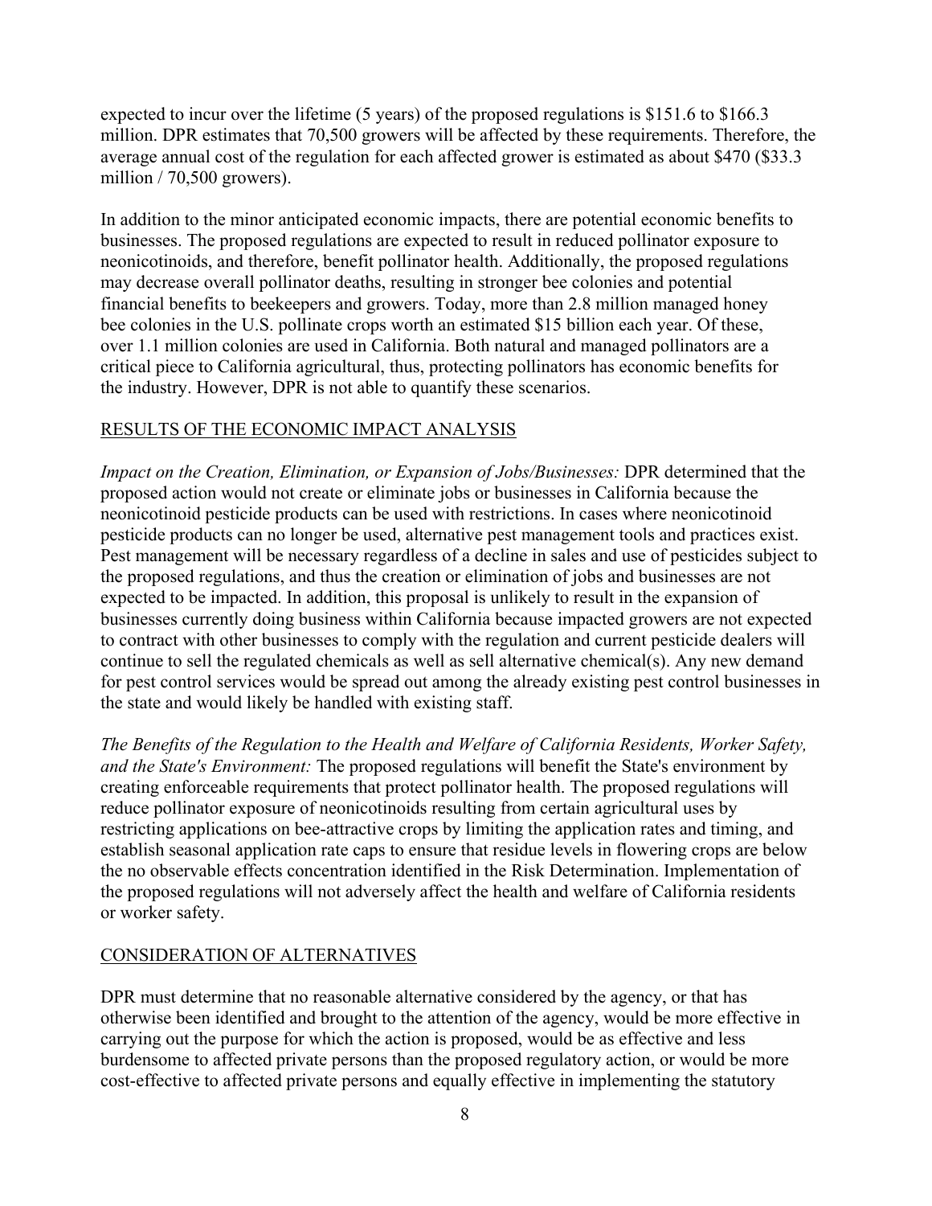expected to incur over the lifetime (5 years) of the proposed regulations is $151.6 to $166.3 million. DPR estimates that 70,500 growers will be affected by these requirements. Therefore, the average annual cost of the regulation for each affected grower is estimated as about $470 ($33.3 million / 70,500 growers).

In addition to the minor anticipated economic impacts, there are potential economic benefits to businesses. The proposed regulations are expected to result in reduced pollinator exposure to neonicotinoids, and therefore, benefit pollinator health. Additionally, the proposed regulations may decrease overall pollinator deaths, resulting in stronger bee colonies and potential financial benefits to beekeepers and growers. Today, more than 2.8 million managed honey bee colonies in the U.S. pollinate crops worth an estimated $15 billion each year. Of these, over 1.1 million colonies are used in California. Both natural and managed pollinators are a critical piece to California agricultural, thus, protecting pollinators has economic benefits for the industry. However, DPR is not able to quantify these scenarios.

## RESULTS OF THE ECONOMIC IMPACT ANALYSIS

*Impact on the Creation, Elimination, or Expansion of Jobs/Businesses:* DPR determined that the proposed action would not create or eliminate jobs or businesses in California because the neonicotinoid pesticide products can be used with restrictions. In cases where neonicotinoid pesticide products can no longer be used, alternative pest management tools and practices exist. Pest management will be necessary regardless of a decline in sales and use of pesticides subject to the proposed regulations, and thus the creation or elimination of jobs and businesses are not expected to be impacted. In addition, this proposal is unlikely to result in the expansion of businesses currently doing business within California because impacted growers are not expected to contract with other businesses to comply with the regulation and current pesticide dealers will continue to sell the regulated chemicals as well as sell alternative chemical(s). Any new demand for pest control services would be spread out among the already existing pest control businesses in the state and would likely be handled with existing staff.

*The Benefits of the Regulation to the Health and Welfare of California Residents, Worker Safety, and the State's Environment:* The proposed regulations will benefit the State's environment by creating enforceable requirements that protect pollinator health. The proposed regulations will reduce pollinator exposure of neonicotinoids resulting from certain agricultural uses by restricting applications on bee-attractive crops by limiting the application rates and timing, and establish seasonal application rate caps to ensure that residue levels in flowering crops are below the no observable effects concentration identified in the Risk Determination. Implementation of the proposed regulations will not adversely affect the health and welfare of California residents or worker safety.

## CONSIDERATION OF ALTERNATIVES

DPR must determine that no reasonable alternative considered by the agency, or that has otherwise been identified and brought to the attention of the agency, would be more effective in carrying out the purpose for which the action is proposed, would be as effective and less burdensome to affected private persons than the proposed regulatory action, or would be more cost-effective to affected private persons and equally effective in implementing the statutory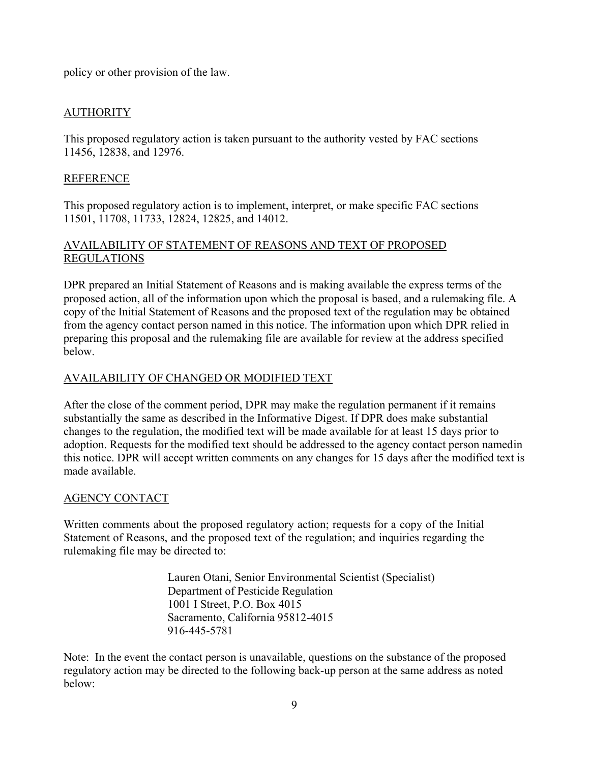policy or other provision of the law.

## AUTHORITY

This proposed regulatory action is taken pursuant to the authority vested by FAC sections 11456, 12838, and 12976.

## REFERENCE

This proposed regulatory action is to implement, interpret, or make specific FAC sections 11501, 11708, 11733, 12824, 12825, and 14012.

## AVAILABILITY OF STATEMENT OF REASONS AND TEXT OF PROPOSED REGULATIONS

DPR prepared an Initial Statement of Reasons and is making available the express terms of the proposed action, all of the information upon which the proposal is based, and a rulemaking file. A copy of the Initial Statement of Reasons and the proposed text of the regulation may be obtained from the agency contact person named in this notice. The information upon which DPR relied in preparing this proposal and the rulemaking file are available for review at the address specified below.

## AVAILABILITY OF CHANGED OR MODIFIED TEXT

After the close of the comment period, DPR may make the regulation permanent if it remains substantially the same as described in the Informative Digest. If DPR does make substantial changes to the regulation, the modified text will be made available for at least 15 days prior to adoption. Requests for the modified text should be addressed to the agency contact person namedin this notice. DPR will accept written comments on any changes for 15 days after the modified text is made available.

## AGENCY CONTACT

Written comments about the proposed regulatory action; requests for a copy of the Initial Statement of Reasons, and the proposed text of the regulation; and inquiries regarding the rulemaking file may be directed to:

> Lauren Otani, Senior Environmental Scientist (Specialist)
> Department of Pesticide Regulation
> 1001 I Street, P.O. Box 4015
> Sacramento, California 95812-4015
> 916-445-5781

Note: In the event the contact person is unavailable, questions on the substance of the proposed regulatory action may be directed to the following back-up person at the same address as noted below: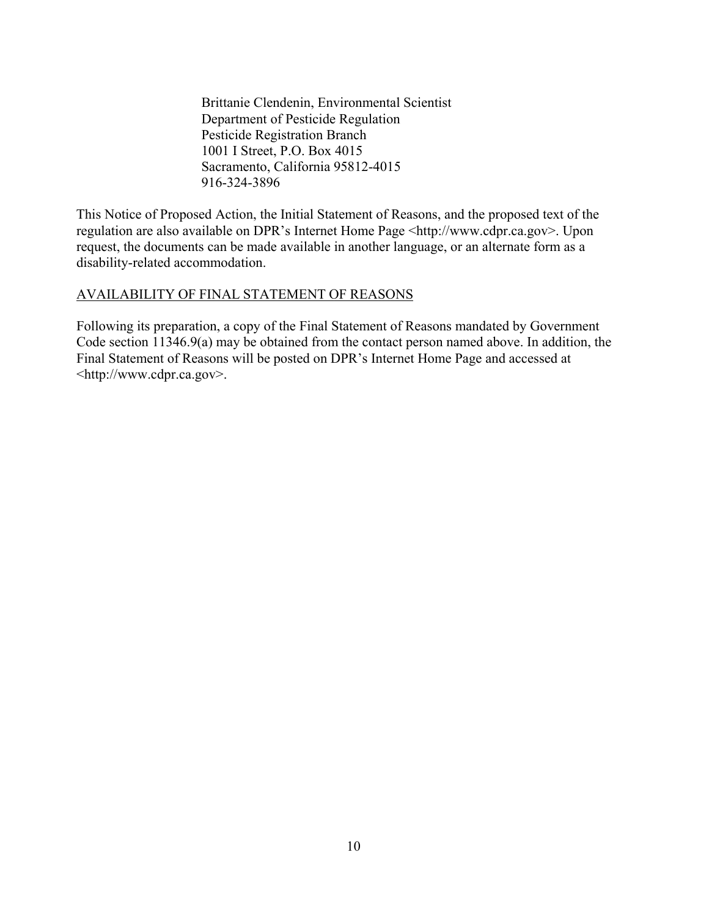Brittanie Clendenin, Environmental Scientist
Department of Pesticide Regulation
Pesticide Registration Branch
1001 I Street, P.O. Box 4015
Sacramento, California 95812-4015
916-324-3896

This Notice of Proposed Action, the Initial Statement of Reasons, and the proposed text of the regulation are also available on DPR's Internet Home Page <http://www.cdpr.ca.gov>. Upon request, the documents can be made available in another language, or an alternate form as a disability-related accommodation.

## AVAILABILITY OF FINAL STATEMENT OF REASONS

Following its preparation, a copy of the Final Statement of Reasons mandated by Government Code section 11346.9(a) may be obtained from the contact person named above. In addition, the Final Statement of Reasons will be posted on DPR's Internet Home Page and accessed at <http://www.cdpr.ca.gov>.